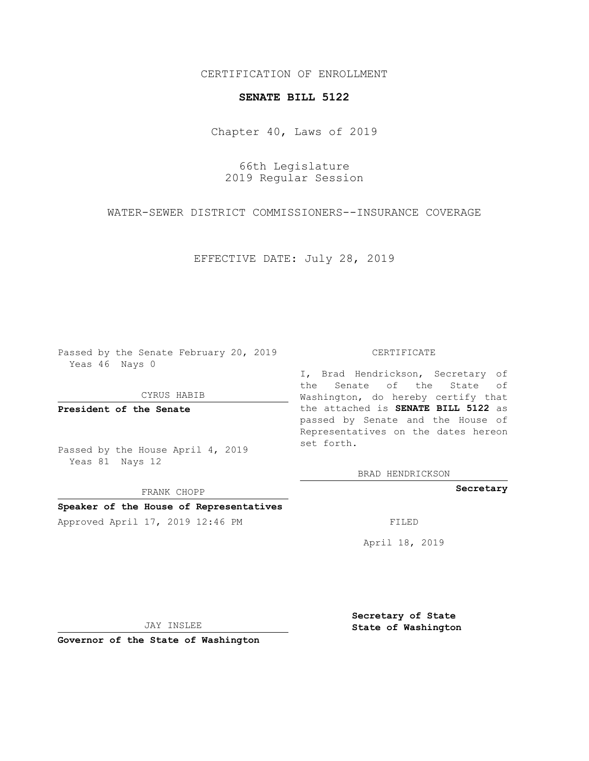CERTIFICATION OF ENROLLMENT

**SENATE BILL 5122**

Chapter 40, Laws of 2019

66th Legislature
2019 Regular Session

WATER-SEWER DISTRICT COMMISSIONERS--INSURANCE COVERAGE

EFFECTIVE DATE: July 28, 2019

Passed by the Senate February 20, 2019
Yeas 46 Nays 0

CYRUS HABIB

**President of the Senate**

Passed by the House April 4, 2019
Yeas 81 Nays 12

FRANK CHOPP

**Speaker of the House of Representatives**

Approved April 17, 2019 12:46 PM

JAY INSLEE

**Governor of the State of Washington**

CERTIFICATE

I, Brad Hendrickson, Secretary of the Senate of the State of Washington, do hereby certify that the attached is **SENATE BILL 5122** as passed by Senate and the House of Representatives on the dates hereon set forth.

BRAD HENDRICKSON

**Secretary**

FILED

April 18, 2019

**Secretary of State**
**State of Washington**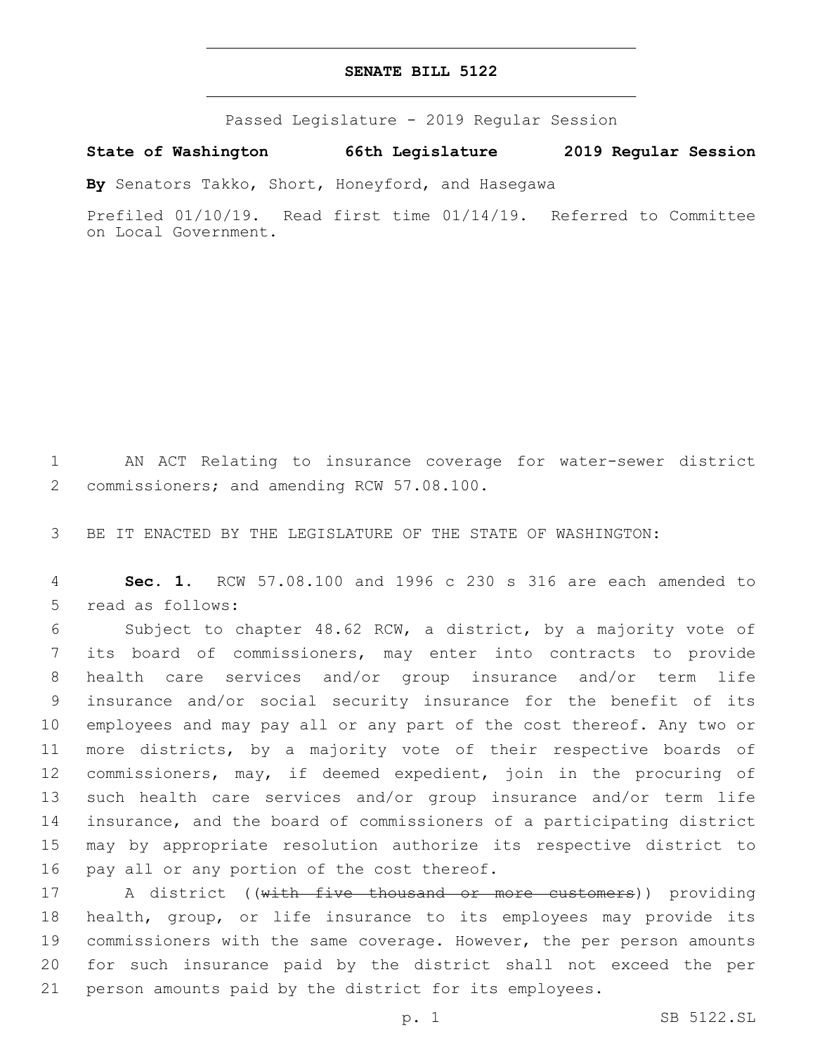# SENATE BILL 5122

Passed Legislature - 2019 Regular Session

**State of Washington 66th Legislature 2019 Regular Session**

**By** Senators Takko, Short, Honeyford, and Hasegawa

Prefiled 01/10/19. Read first time 01/14/19. Referred to Committee on Local Government.

1 AN ACT Relating to insurance coverage for water-sewer district 2 commissioners; and amending RCW 57.08.100.

3 BE IT ENACTED BY THE LEGISLATURE OF THE STATE OF WASHINGTON:

4 **Sec. 1.** RCW 57.08.100 and 1996 c 230 s 316 are each amended to 5 read as follows:

6 Subject to chapter 48.62 RCW, a district, by a majority vote of 7 its board of commissioners, may enter into contracts to provide 8 health care services and/or group insurance and/or term life 9 insurance and/or social security insurance for the benefit of its 10 employees and may pay all or any part of the cost thereof. Any two or 11 more districts, by a majority vote of their respective boards of 12 commissioners, may, if deemed expedient, join in the procuring of 13 such health care services and/or group insurance and/or term life 14 insurance, and the board of commissioners of a participating district 15 may by appropriate resolution authorize its respective district to 16 pay all or any portion of the cost thereof.

17 A district ((~~with five thousand or more customers~~)) providing 18 health, group, or life insurance to its employees may provide its 19 commissioners with the same coverage. However, the per person amounts 20 for such insurance paid by the district shall not exceed the per 21 person amounts paid by the district for its employees.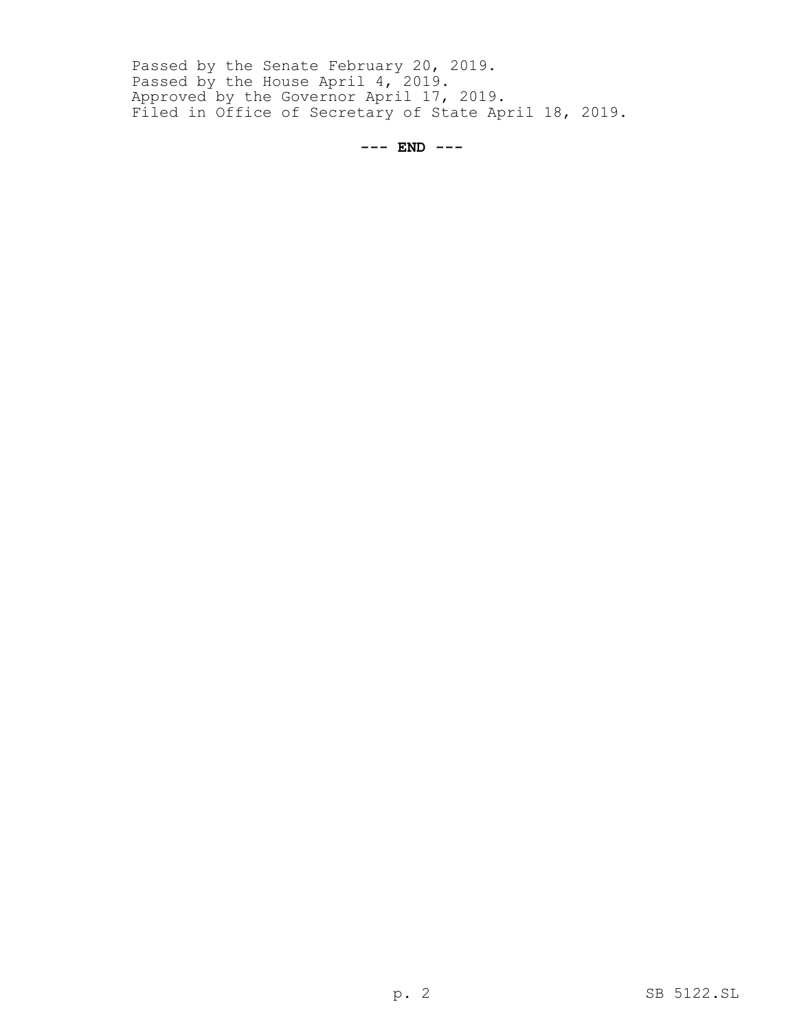Passed by the Senate February 20, 2019.
Passed by the House April 4, 2019.
Approved by the Governor April 17, 2019.
Filed in Office of Secretary of State April 18, 2019.

**--- END ---**